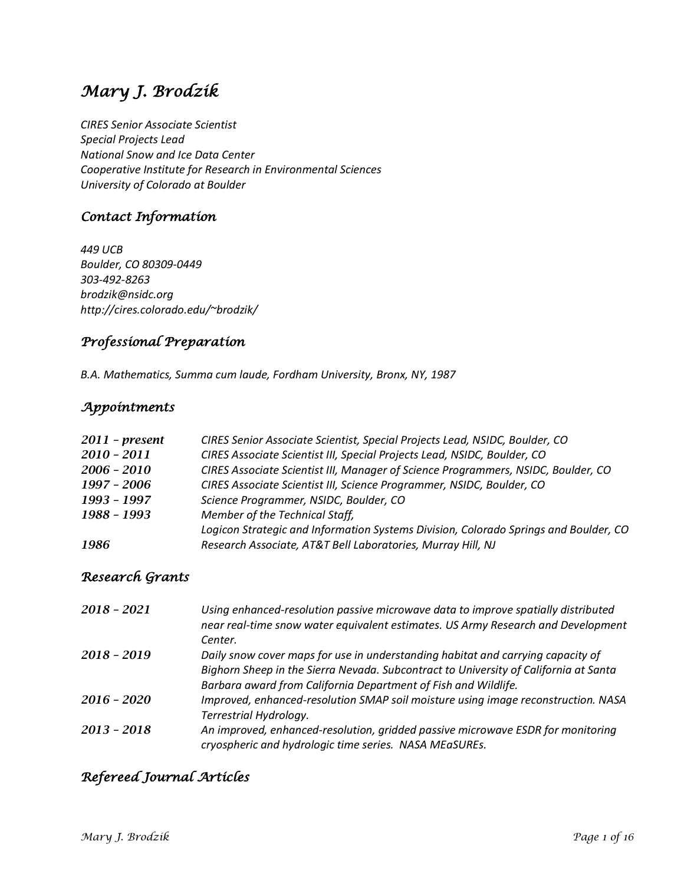# Mary J. Brodzik

*CIRES Senior Associate Scientist*
*Special Projects Lead*
*National Snow and Ice Data Center*
*Cooperative Institute for Research in Environmental Sciences*
*University of Colorado at Boulder*

## Contact Information

*449 UCB*
*Boulder, CO 80309-0449*
*303-492-8263*
*brodzik@nsidc.org*
*http://cires.colorado.edu/~brodzik/*

## Professional Preparation

*B.A. Mathematics, Summa cum laude, Fordham University, Bronx, NY, 1987*

## Appointments

| | |
|---|---|
| **2011 – present** | *CIRES Senior Associate Scientist, Special Projects Lead, NSIDC, Boulder, CO* |
| **2010 – 2011** | *CIRES Associate Scientist III, Special Projects Lead, NSIDC, Boulder, CO* |
| **2006 – 2010** | *CIRES Associate Scientist III, Manager of Science Programmers, NSIDC, Boulder, CO* |
| **1997 – 2006** | *CIRES Associate Scientist III, Science Programmer, NSIDC, Boulder, CO* |
| **1993 – 1997** | *Science Programmer, NSIDC, Boulder, CO* |
| **1988 – 1993** | *Member of the Technical Staff, Logicon Strategic and Information Systems Division, Colorado Springs and Boulder, CO* |
| **1986** | *Research Associate, AT&T Bell Laboratories, Murray Hill, NJ* |

## Research Grants

| | |
|---|---|
| **2018 – 2021** | *Using enhanced-resolution passive microwave data to improve spatially distributed near real-time snow water equivalent estimates. US Army Research and Development Center.* |
| **2018 – 2019** | *Daily snow cover maps for use in understanding habitat and carrying capacity of Bighorn Sheep in the Sierra Nevada. Subcontract to University of California at Santa Barbara award from California Department of Fish and Wildlife.* |
| **2016 – 2020** | *Improved, enhanced-resolution SMAP soil moisture using image reconstruction. NASA Terrestrial Hydrology.* |
| **2013 – 2018** | *An improved, enhanced-resolution, gridded passive microwave ESDR for monitoring cryospheric and hydrologic time series. NASA MEaSUREs.* |

## Refereed Journal Articles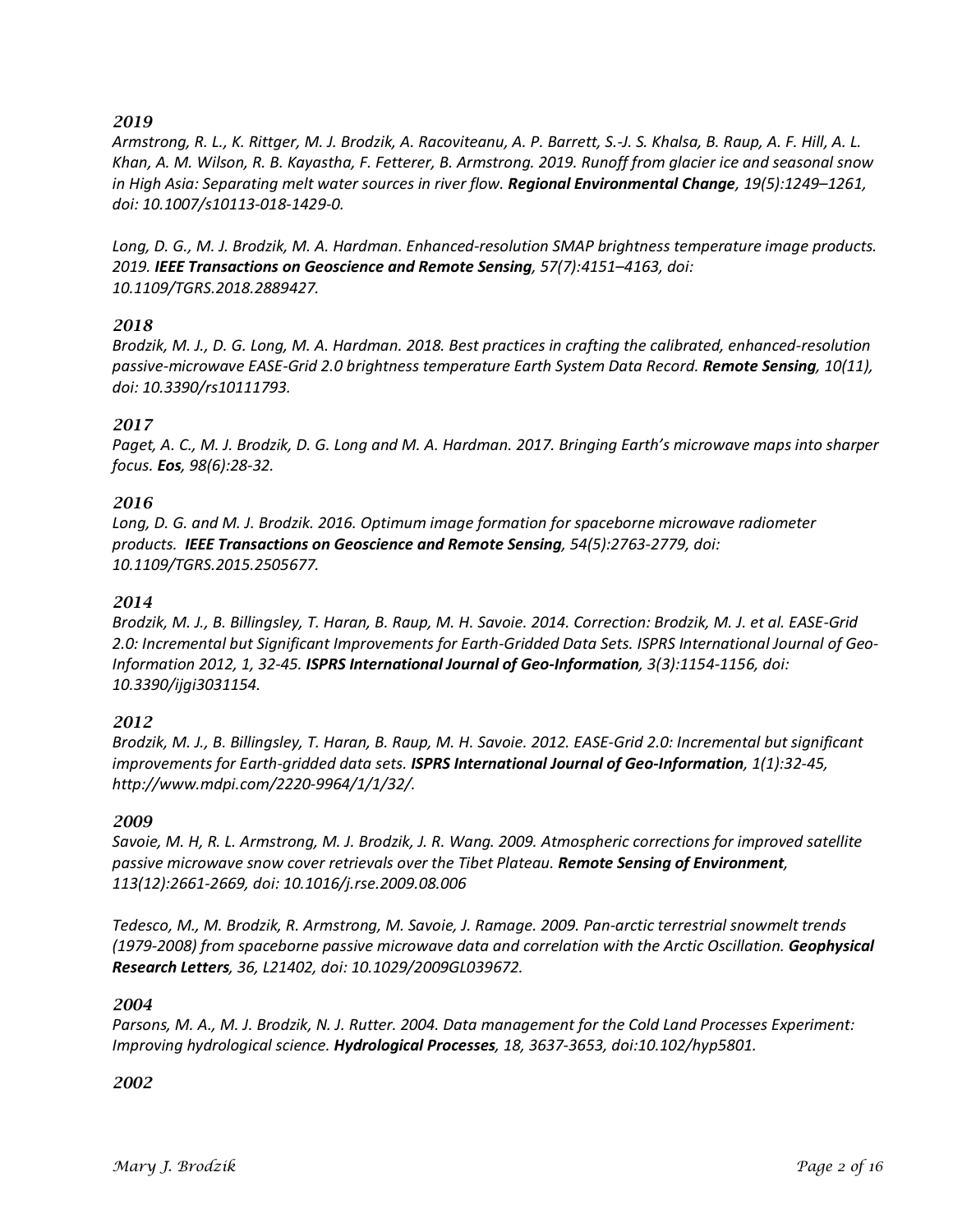### *2019*

*Armstrong, R. L., K. Rittger, M. J. Brodzik, A. Racoviteanu, A. P. Barrett, S.-J. S. Khalsa, B. Raup, A. F. Hill, A. L. Khan, A. M. Wilson, R. B. Kayastha, F. Fetterer, B. Armstrong. 2019. Runoff from glacier ice and seasonal snow in High Asia: Separating melt water sources in river flow.* ***Regional Environmental Change****, 19(5):1249–1261, doi: 10.1007/s10113-018-1429-0.*

*Long, D. G., M. J. Brodzik, M. A. Hardman. Enhanced-resolution SMAP brightness temperature image products. 2019.* ***IEEE Transactions on Geoscience and Remote Sensing****, 57(7):4151–4163, doi: 10.1109/TGRS.2018.2889427.*

### *2018*

*Brodzik, M. J., D. G. Long, M. A. Hardman. 2018. Best practices in crafting the calibrated, enhanced-resolution passive-microwave EASE-Grid 2.0 brightness temperature Earth System Data Record.* ***Remote Sensing****, 10(11), doi: 10.3390/rs10111793.*

### *2017*

*Paget, A. C., M. J. Brodzik, D. G. Long and M. A. Hardman. 2017. Bringing Earth's microwave maps into sharper focus.* ***Eos****, 98(6):28-32.*

### *2016*

*Long, D. G. and M. J. Brodzik. 2016. Optimum image formation for spaceborne microwave radiometer products.* ***IEEE Transactions on Geoscience and Remote Sensing****, 54(5):2763-2779, doi: 10.1109/TGRS.2015.2505677.*

### *2014*

*Brodzik, M. J., B. Billingsley, T. Haran, B. Raup, M. H. Savoie. 2014. Correction: Brodzik, M. J. et al. EASE-Grid 2.0: Incremental but Significant Improvements for Earth-Gridded Data Sets. ISPRS International Journal of Geo-Information 2012, 1, 32-45.* ***ISPRS International Journal of Geo-Information****, 3(3):1154-1156, doi: 10.3390/ijgi3031154.*

### *2012*

*Brodzik, M. J., B. Billingsley, T. Haran, B. Raup, M. H. Savoie. 2012. EASE-Grid 2.0: Incremental but significant improvements for Earth-gridded data sets.* ***ISPRS International Journal of Geo-Information****, 1(1):32-45, http://www.mdpi.com/2220-9964/1/1/32/.*

### *2009*

*Savoie, M. H, R. L. Armstrong, M. J. Brodzik, J. R. Wang. 2009. Atmospheric corrections for improved satellite passive microwave snow cover retrievals over the Tibet Plateau.* ***Remote Sensing of Environment****, 113(12):2661-2669, doi: 10.1016/j.rse.2009.08.006*

*Tedesco, M., M. Brodzik, R. Armstrong, M. Savoie, J. Ramage. 2009. Pan-arctic terrestrial snowmelt trends (1979-2008) from spaceborne passive microwave data and correlation with the Arctic Oscillation.* ***Geophysical Research Letters****, 36, L21402, doi: 10.1029/2009GL039672.*

### *2004*

*Parsons, M. A., M. J. Brodzik, N. J. Rutter. 2004. Data management for the Cold Land Processes Experiment: Improving hydrological science.* ***Hydrological Processes****, 18, 3637-3653, doi:10.102/hyp5801.*

### *2002*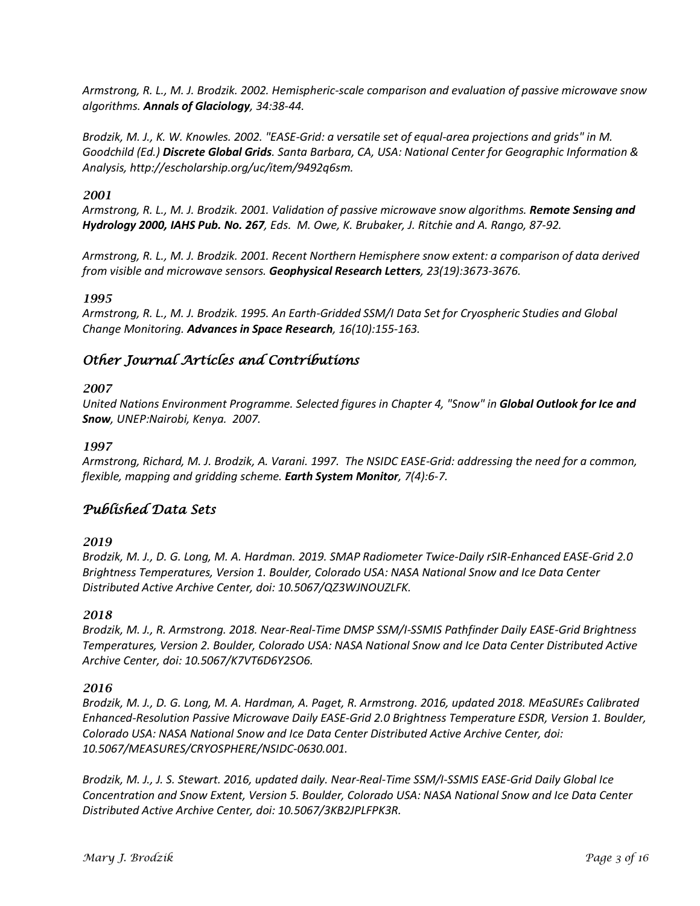*Armstrong, R. L., M. J. Brodzik. 2002. Hemispheric-scale comparison and evaluation of passive microwave snow algorithms. **Annals of Glaciology**, 34:38-44.*

*Brodzik, M. J., K. W. Knowles. 2002. "EASE-Grid: a versatile set of equal-area projections and grids" in M. Goodchild (Ed.) **Discrete Global Grids**. Santa Barbara, CA, USA: National Center for Geographic Information & Analysis, http://escholarship.org/uc/item/9492q6sm.*

#### *2001*

*Armstrong, R. L., M. J. Brodzik. 2001. Validation of passive microwave snow algorithms. **Remote Sensing and Hydrology 2000, IAHS Pub. No. 267**, Eds. M. Owe, K. Brubaker, J. Ritchie and A. Rango, 87-92.*

*Armstrong, R. L., M. J. Brodzik. 2001. Recent Northern Hemisphere snow extent: a comparison of data derived from visible and microwave sensors. **Geophysical Research Letters**, 23(19):3673-3676.*

#### *1995*

*Armstrong, R. L., M. J. Brodzik. 1995. An Earth-Gridded SSM/I Data Set for Cryospheric Studies and Global Change Monitoring. **Advances in Space Research**, 16(10):155-163.*

## *Other Journal Articles and Contributions*

#### *2007*

*United Nations Environment Programme. Selected figures in Chapter 4, "Snow" in **Global Outlook for Ice and Snow**, UNEP:Nairobi, Kenya. 2007.*

#### *1997*

*Armstrong, Richard, M. J. Brodzik, A. Varani. 1997. The NSIDC EASE-Grid: addressing the need for a common, flexible, mapping and gridding scheme. **Earth System Monitor**, 7(4):6-7.*

## *Published Data Sets*

#### *2019*

*Brodzik, M. J., D. G. Long, M. A. Hardman. 2019. SMAP Radiometer Twice-Daily rSIR-Enhanced EASE-Grid 2.0 Brightness Temperatures, Version 1. Boulder, Colorado USA: NASA National Snow and Ice Data Center Distributed Active Archive Center, doi: 10.5067/QZ3WJNOUZLFK.*

#### *2018*

*Brodzik, M. J., R. Armstrong. 2018. Near-Real-Time DMSP SSM/I-SSMIS Pathfinder Daily EASE-Grid Brightness Temperatures, Version 2. Boulder, Colorado USA: NASA National Snow and Ice Data Center Distributed Active Archive Center, doi: 10.5067/K7VT6D6Y2SO6.*

#### *2016*

*Brodzik, M. J., D. G. Long, M. A. Hardman, A. Paget, R. Armstrong. 2016, updated 2018. MEaSUREs Calibrated Enhanced-Resolution Passive Microwave Daily EASE-Grid 2.0 Brightness Temperature ESDR, Version 1. Boulder, Colorado USA: NASA National Snow and Ice Data Center Distributed Active Archive Center, doi: 10.5067/MEASURES/CRYOSPHERE/NSIDC-0630.001.*

*Brodzik, M. J., J. S. Stewart. 2016, updated daily. Near-Real-Time SSM/I-SSMIS EASE-Grid Daily Global Ice Concentration and Snow Extent, Version 5. Boulder, Colorado USA: NASA National Snow and Ice Data Center Distributed Active Archive Center, doi: 10.5067/3KB2JPLFPK3R.*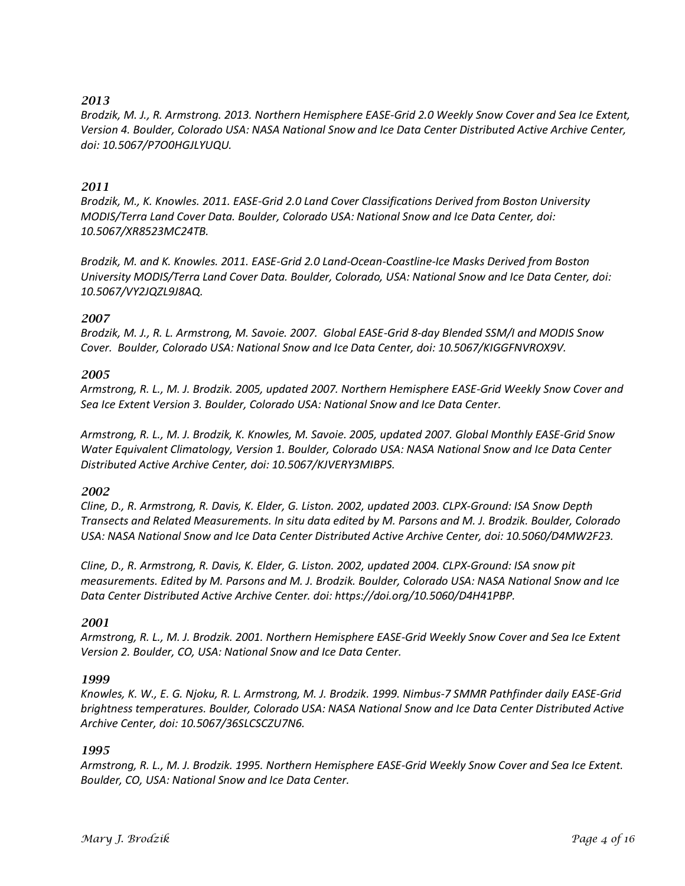### *2013*

*Brodzik, M. J., R. Armstrong. 2013. Northern Hemisphere EASE-Grid 2.0 Weekly Snow Cover and Sea Ice Extent, Version 4. Boulder, Colorado USA: NASA National Snow and Ice Data Center Distributed Active Archive Center, doi: 10.5067/P7O0HGJLYUQU.*

### *2011*

*Brodzik, M., K. Knowles. 2011. EASE-Grid 2.0 Land Cover Classifications Derived from Boston University MODIS/Terra Land Cover Data. Boulder, Colorado USA: National Snow and Ice Data Center, doi: 10.5067/XR8523MC24TB.*

*Brodzik, M. and K. Knowles. 2011. EASE-Grid 2.0 Land-Ocean-Coastline-Ice Masks Derived from Boston University MODIS/Terra Land Cover Data. Boulder, Colorado, USA: National Snow and Ice Data Center, doi: 10.5067/VY2JQZL9J8AQ.*

### *2007*

*Brodzik, M. J., R. L. Armstrong, M. Savoie. 2007. Global EASE-Grid 8-day Blended SSM/I and MODIS Snow Cover. Boulder, Colorado USA: National Snow and Ice Data Center, doi: 10.5067/KIGGFNVROX9V.*

### *2005*

*Armstrong, R. L., M. J. Brodzik. 2005, updated 2007. Northern Hemisphere EASE-Grid Weekly Snow Cover and Sea Ice Extent Version 3. Boulder, Colorado USA: National Snow and Ice Data Center.*

*Armstrong, R. L., M. J. Brodzik, K. Knowles, M. Savoie. 2005, updated 2007. Global Monthly EASE-Grid Snow Water Equivalent Climatology, Version 1. Boulder, Colorado USA: NASA National Snow and Ice Data Center Distributed Active Archive Center, doi: 10.5067/KJVERY3MIBPS.*

### *2002*

*Cline, D., R. Armstrong, R. Davis, K. Elder, G. Liston. 2002, updated 2003. CLPX-Ground: ISA Snow Depth Transects and Related Measurements. In situ data edited by M. Parsons and M. J. Brodzik. Boulder, Colorado USA: NASA National Snow and Ice Data Center Distributed Active Archive Center, doi: 10.5060/D4MW2F23.*

*Cline, D., R. Armstrong, R. Davis, K. Elder, G. Liston. 2002, updated 2004. CLPX-Ground: ISA snow pit measurements. Edited by M. Parsons and M. J. Brodzik. Boulder, Colorado USA: NASA National Snow and Ice Data Center Distributed Active Archive Center. doi: https://doi.org/10.5060/D4H41PBP.*

### *2001*

*Armstrong, R. L., M. J. Brodzik. 2001. Northern Hemisphere EASE-Grid Weekly Snow Cover and Sea Ice Extent Version 2. Boulder, CO, USA: National Snow and Ice Data Center.*

### *1999*

*Knowles, K. W., E. G. Njoku, R. L. Armstrong, M. J. Brodzik. 1999. Nimbus-7 SMMR Pathfinder daily EASE-Grid brightness temperatures. Boulder, Colorado USA: NASA National Snow and Ice Data Center Distributed Active Archive Center, doi: 10.5067/36SLCSCZU7N6.*

### *1995*

*Armstrong, R. L., M. J. Brodzik. 1995. Northern Hemisphere EASE-Grid Weekly Snow Cover and Sea Ice Extent. Boulder, CO, USA: National Snow and Ice Data Center.*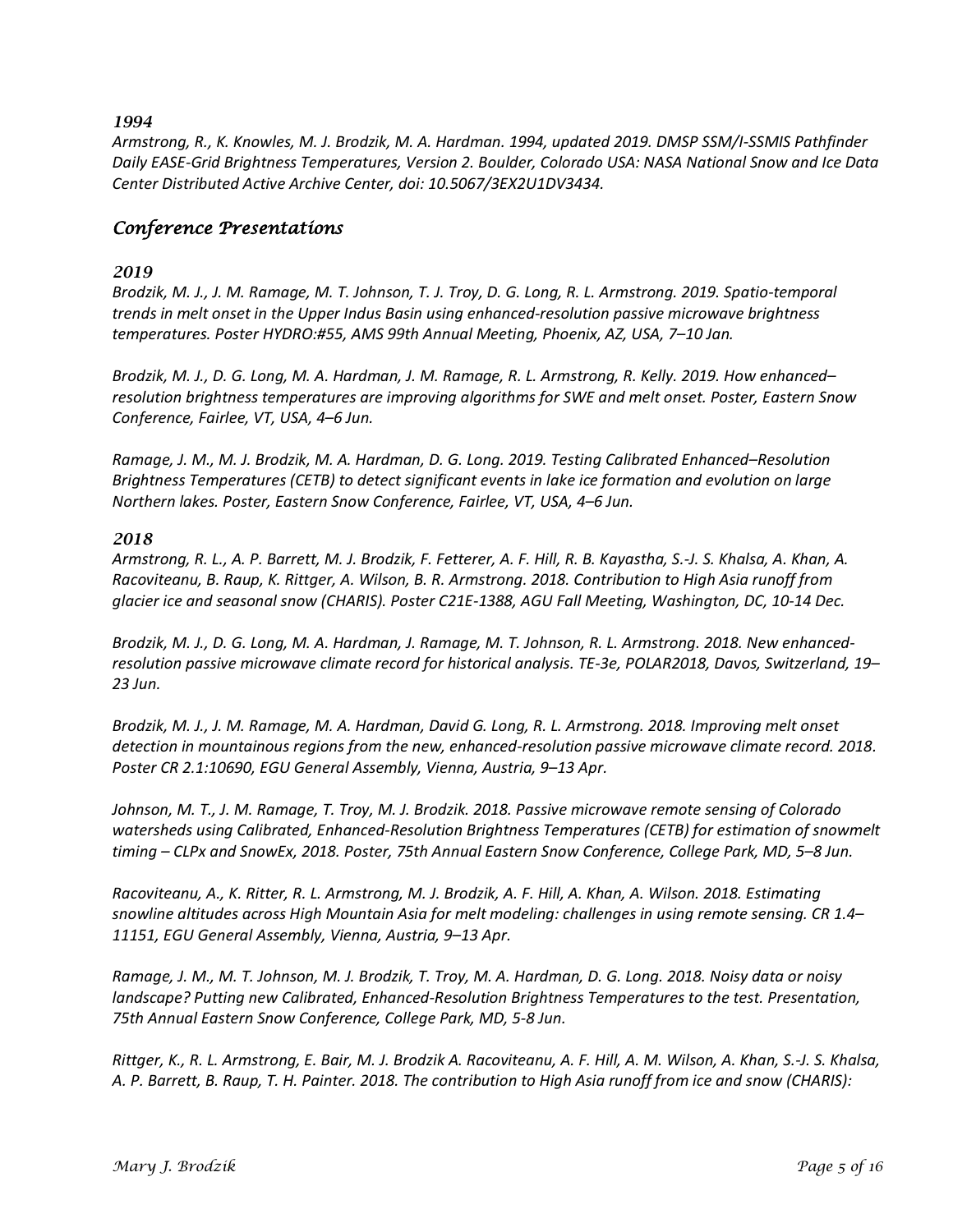### *1994*

*Armstrong, R., K. Knowles, M. J. Brodzik, M. A. Hardman. 1994, updated 2019. DMSP SSM/I-SSMIS Pathfinder Daily EASE-Grid Brightness Temperatures, Version 2. Boulder, Colorado USA: NASA National Snow and Ice Data Center Distributed Active Archive Center, doi: 10.5067/3EX2U1DV3434.*

## *Conference Presentations*

### *2019*

*Brodzik, M. J., J. M. Ramage, M. T. Johnson, T. J. Troy, D. G. Long, R. L. Armstrong. 2019. Spatio-temporal trends in melt onset in the Upper Indus Basin using enhanced-resolution passive microwave brightness temperatures. Poster HYDRO:#55, AMS 99th Annual Meeting, Phoenix, AZ, USA, 7–10 Jan.*

*Brodzik, M. J., D. G. Long, M. A. Hardman, J. M. Ramage, R. L. Armstrong, R. Kelly. 2019. How enhanced–resolution brightness temperatures are improving algorithms for SWE and melt onset. Poster, Eastern Snow Conference, Fairlee, VT, USA, 4–6 Jun.*

*Ramage, J. M., M. J. Brodzik, M. A. Hardman, D. G. Long. 2019. Testing Calibrated Enhanced–Resolution Brightness Temperatures (CETB) to detect significant events in lake ice formation and evolution on large Northern lakes. Poster, Eastern Snow Conference, Fairlee, VT, USA, 4–6 Jun.*

### *2018*

*Armstrong, R. L., A. P. Barrett, M. J. Brodzik, F. Fetterer, A. F. Hill, R. B. Kayastha, S.-J. S. Khalsa, A. Khan, A. Racoviteanu, B. Raup, K. Rittger, A. Wilson, B. R. Armstrong. 2018. Contribution to High Asia runoff from glacier ice and seasonal snow (CHARIS). Poster C21E-1388, AGU Fall Meeting, Washington, DC, 10-14 Dec.*

*Brodzik, M. J., D. G. Long, M. A. Hardman, J. Ramage, M. T. Johnson, R. L. Armstrong. 2018. New enhanced-resolution passive microwave climate record for historical analysis. TE-3e, POLAR2018, Davos, Switzerland, 19–23 Jun.*

*Brodzik, M. J., J. M. Ramage, M. A. Hardman, David G. Long, R. L. Armstrong. 2018. Improving melt onset detection in mountainous regions from the new, enhanced-resolution passive microwave climate record. 2018. Poster CR 2.1:10690, EGU General Assembly, Vienna, Austria, 9–13 Apr.*

*Johnson, M. T., J. M. Ramage, T. Troy, M. J. Brodzik. 2018. Passive microwave remote sensing of Colorado watersheds using Calibrated, Enhanced-Resolution Brightness Temperatures (CETB) for estimation of snowmelt timing – CLPx and SnowEx, 2018. Poster, 75th Annual Eastern Snow Conference, College Park, MD, 5–8 Jun.*

*Racoviteanu, A., K. Ritter, R. L. Armstrong, M. J. Brodzik, A. F. Hill, A. Khan, A. Wilson. 2018. Estimating snowline altitudes across High Mountain Asia for melt modeling: challenges in using remote sensing. CR 1.4–11151, EGU General Assembly, Vienna, Austria, 9–13 Apr.*

*Ramage, J. M., M. T. Johnson, M. J. Brodzik, T. Troy, M. A. Hardman, D. G. Long. 2018. Noisy data or noisy landscape? Putting new Calibrated, Enhanced-Resolution Brightness Temperatures to the test. Presentation, 75th Annual Eastern Snow Conference, College Park, MD, 5-8 Jun.*

*Rittger, K., R. L. Armstrong, E. Bair, M. J. Brodzik A. Racoviteanu, A. F. Hill, A. M. Wilson, A. Khan, S.-J. S. Khalsa, A. P. Barrett, B. Raup, T. H. Painter. 2018. The contribution to High Asia runoff from ice and snow (CHARIS):*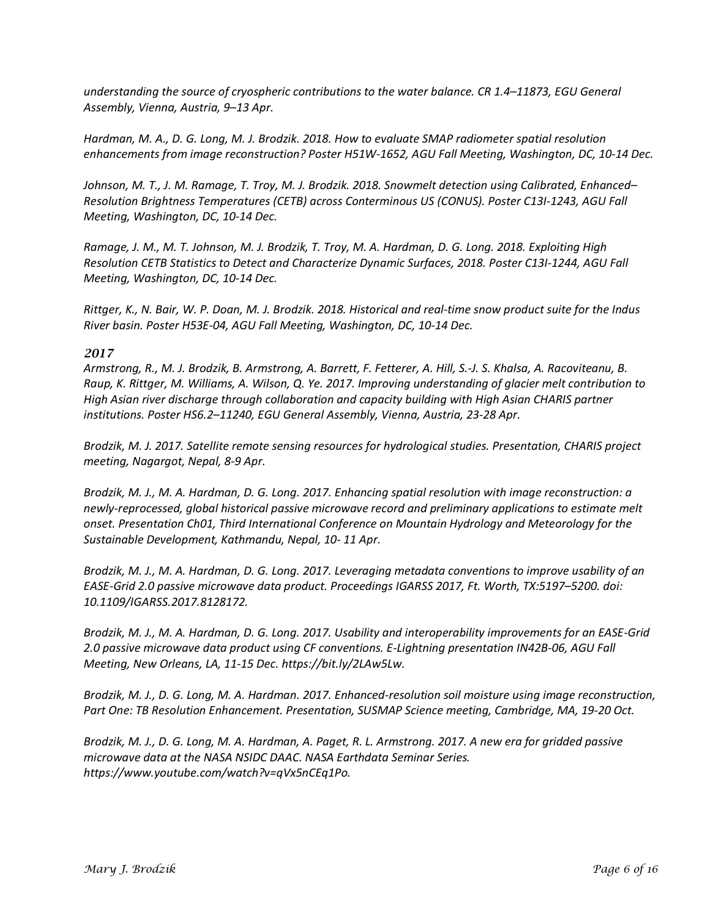*understanding the source of cryospheric contributions to the water balance. CR 1.4–11873, EGU General Assembly, Vienna, Austria, 9–13 Apr.*

*Hardman, M. A., D. G. Long, M. J. Brodzik. 2018. How to evaluate SMAP radiometer spatial resolution enhancements from image reconstruction? Poster H51W-1652, AGU Fall Meeting, Washington, DC, 10-14 Dec.*

*Johnson, M. T., J. M. Ramage, T. Troy, M. J. Brodzik. 2018. Snowmelt detection using Calibrated, Enhanced–Resolution Brightness Temperatures (CETB) across Conterminous US (CONUS). Poster C13I-1243, AGU Fall Meeting, Washington, DC, 10-14 Dec.*

*Ramage, J. M., M. T. Johnson, M. J. Brodzik, T. Troy, M. A. Hardman, D. G. Long. 2018. Exploiting High Resolution CETB Statistics to Detect and Characterize Dynamic Surfaces, 2018. Poster C13I-1244, AGU Fall Meeting, Washington, DC, 10-14 Dec.*

*Rittger, K., N. Bair, W. P. Doan, M. J. Brodzik. 2018. Historical and real-time snow product suite for the Indus River basin. Poster H53E-04, AGU Fall Meeting, Washington, DC, 10-14 Dec.*

### *2017*

*Armstrong, R., M. J. Brodzik, B. Armstrong, A. Barrett, F. Fetterer, A. Hill, S.-J. S. Khalsa, A. Racoviteanu, B. Raup, K. Rittger, M. Williams, A. Wilson, Q. Ye. 2017. Improving understanding of glacier melt contribution to High Asian river discharge through collaboration and capacity building with High Asian CHARIS partner institutions. Poster HS6.2–11240, EGU General Assembly, Vienna, Austria, 23-28 Apr.*

*Brodzik, M. J. 2017. Satellite remote sensing resources for hydrological studies. Presentation, CHARIS project meeting, Nagargot, Nepal, 8-9 Apr.*

*Brodzik, M. J., M. A. Hardman, D. G. Long. 2017. Enhancing spatial resolution with image reconstruction: a newly-reprocessed, global historical passive microwave record and preliminary applications to estimate melt onset. Presentation Ch01, Third International Conference on Mountain Hydrology and Meteorology for the Sustainable Development, Kathmandu, Nepal, 10- 11 Apr.*

*Brodzik, M. J., M. A. Hardman, D. G. Long. 2017. Leveraging metadata conventions to improve usability of an EASE-Grid 2.0 passive microwave data product. Proceedings IGARSS 2017, Ft. Worth, TX:5197–5200. doi: 10.1109/IGARSS.2017.8128172.*

*Brodzik, M. J., M. A. Hardman, D. G. Long. 2017. Usability and interoperability improvements for an EASE-Grid 2.0 passive microwave data product using CF conventions. E-Lightning presentation IN42B-06, AGU Fall Meeting, New Orleans, LA, 11-15 Dec. https://bit.ly/2LAw5Lw.*

*Brodzik, M. J., D. G. Long, M. A. Hardman. 2017. Enhanced-resolution soil moisture using image reconstruction, Part One: TB Resolution Enhancement. Presentation, SUSMAP Science meeting, Cambridge, MA, 19-20 Oct.*

*Brodzik, M. J., D. G. Long, M. A. Hardman, A. Paget, R. L. Armstrong. 2017. A new era for gridded passive microwave data at the NASA NSIDC DAAC. NASA Earthdata Seminar Series. https://www.youtube.com/watch?v=qVx5nCEq1Po.*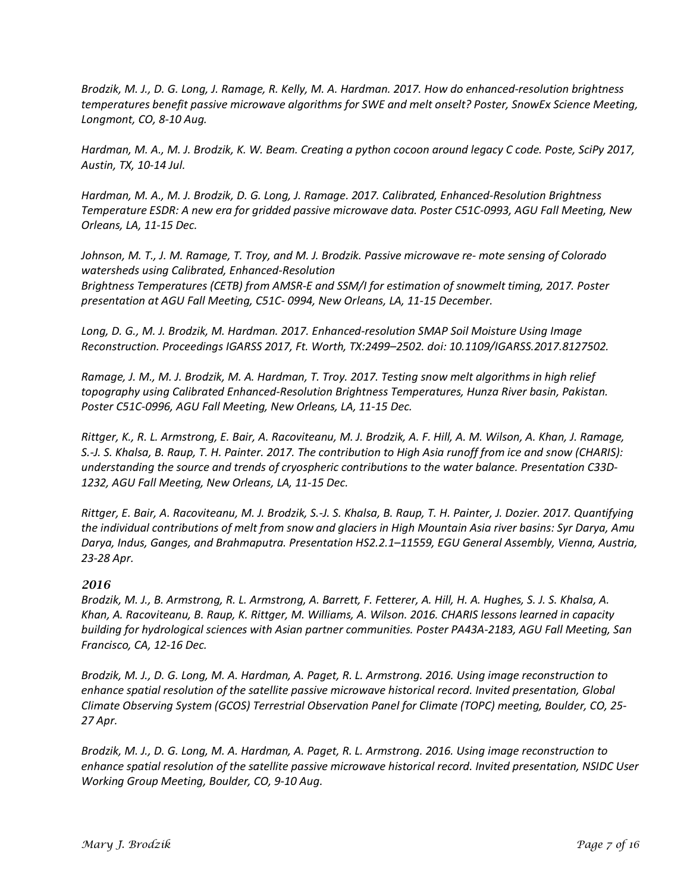*Brodzik, M. J., D. G. Long, J. Ramage, R. Kelly, M. A. Hardman. 2017. How do enhanced-resolution brightness temperatures benefit passive microwave algorithms for SWE and melt onselt? Poster, SnowEx Science Meeting, Longmont, CO, 8-10 Aug.*

*Hardman, M. A., M. J. Brodzik, K. W. Beam. Creating a python cocoon around legacy C code. Poste, SciPy 2017, Austin, TX, 10-14 Jul.*

*Hardman, M. A., M. J. Brodzik, D. G. Long, J. Ramage. 2017. Calibrated, Enhanced-Resolution Brightness Temperature ESDR: A new era for gridded passive microwave data. Poster C51C-0993, AGU Fall Meeting, New Orleans, LA, 11-15 Dec.*

*Johnson, M. T., J. M. Ramage, T. Troy, and M. J. Brodzik. Passive microwave re- mote sensing of Colorado watersheds using Calibrated, Enhanced-Resolution Brightness Temperatures (CETB) from AMSR-E and SSM/I for estimation of snowmelt timing, 2017. Poster presentation at AGU Fall Meeting, C51C- 0994, New Orleans, LA, 11-15 December.*

*Long, D. G., M. J. Brodzik, M. Hardman. 2017. Enhanced-resolution SMAP Soil Moisture Using Image Reconstruction. Proceedings IGARSS 2017, Ft. Worth, TX:2499–2502. doi: 10.1109/IGARSS.2017.8127502.*

*Ramage, J. M., M. J. Brodzik, M. A. Hardman, T. Troy. 2017. Testing snow melt algorithms in high relief topography using Calibrated Enhanced-Resolution Brightness Temperatures, Hunza River basin, Pakistan. Poster C51C-0996, AGU Fall Meeting, New Orleans, LA, 11-15 Dec.*

*Rittger, K., R. L. Armstrong, E. Bair, A. Racoviteanu, M. J. Brodzik, A. F. Hill, A. M. Wilson, A. Khan, J. Ramage, S.-J. S. Khalsa, B. Raup, T. H. Painter. 2017. The contribution to High Asia runoff from ice and snow (CHARIS): understanding the source and trends of cryospheric contributions to the water balance. Presentation C33D-1232, AGU Fall Meeting, New Orleans, LA, 11-15 Dec.*

*Rittger, E. Bair, A. Racoviteanu, M. J. Brodzik, S.-J. S. Khalsa, B. Raup, T. H. Painter, J. Dozier. 2017. Quantifying the individual contributions of melt from snow and glaciers in High Mountain Asia river basins: Syr Darya, Amu Darya, Indus, Ganges, and Brahmaputra. Presentation HS2.2.1–11559, EGU General Assembly, Vienna, Austria, 23-28 Apr.*

### *2016*

*Brodzik, M. J., B. Armstrong, R. L. Armstrong, A. Barrett, F. Fetterer, A. Hill, H. A. Hughes, S. J. S. Khalsa, A. Khan, A. Racoviteanu, B. Raup, K. Rittger, M. Williams, A. Wilson. 2016. CHARIS lessons learned in capacity building for hydrological sciences with Asian partner communities. Poster PA43A-2183, AGU Fall Meeting, San Francisco, CA, 12-16 Dec.*

*Brodzik, M. J., D. G. Long, M. A. Hardman, A. Paget, R. L. Armstrong. 2016. Using image reconstruction to enhance spatial resolution of the satellite passive microwave historical record. Invited presentation, Global Climate Observing System (GCOS) Terrestrial Observation Panel for Climate (TOPC) meeting, Boulder, CO, 25-27 Apr.*

*Brodzik, M. J., D. G. Long, M. A. Hardman, A. Paget, R. L. Armstrong. 2016. Using image reconstruction to enhance spatial resolution of the satellite passive microwave historical record. Invited presentation, NSIDC User Working Group Meeting, Boulder, CO, 9-10 Aug.*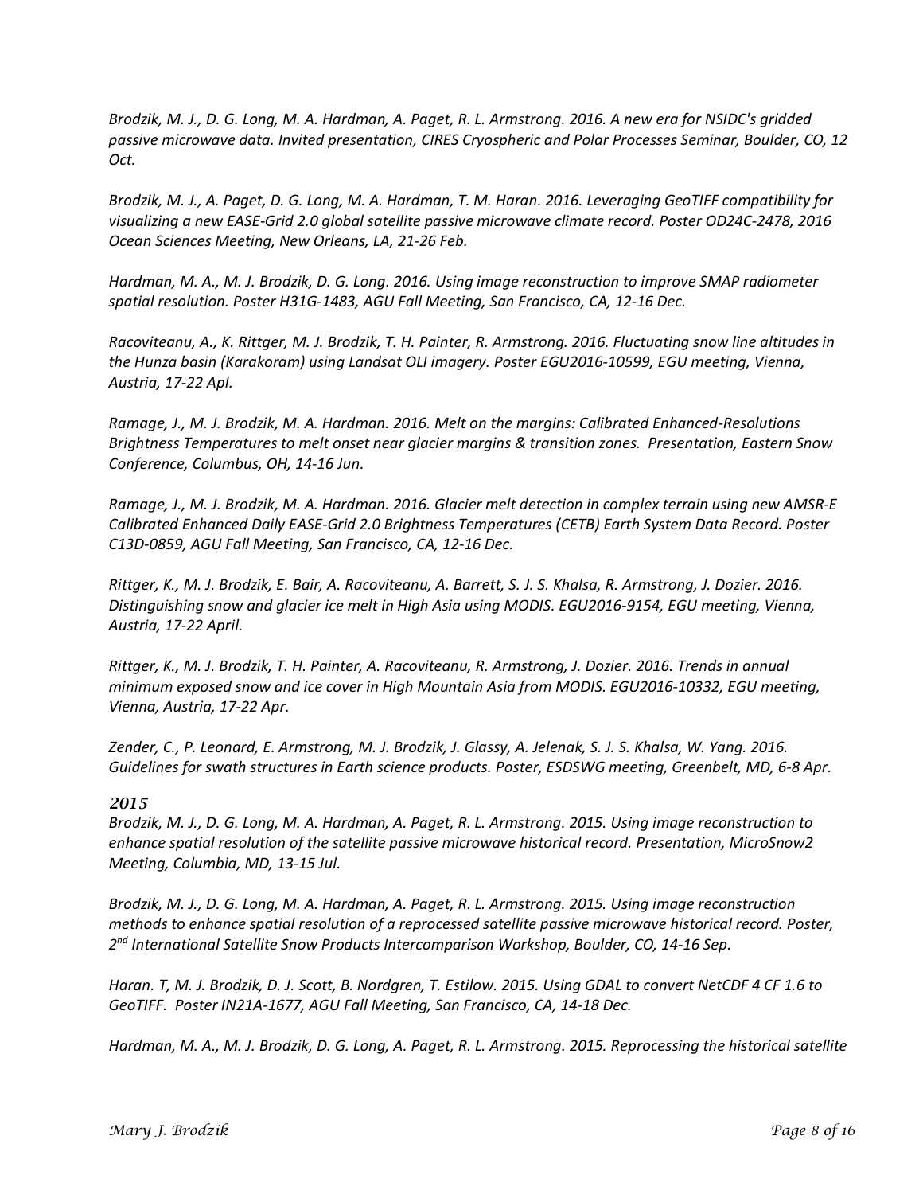*Brodzik, M. J., D. G. Long, M. A. Hardman, A. Paget, R. L. Armstrong. 2016. A new era for NSIDC's gridded passive microwave data. Invited presentation, CIRES Cryospheric and Polar Processes Seminar, Boulder, CO, 12 Oct.*

*Brodzik, M. J., A. Paget, D. G. Long, M. A. Hardman, T. M. Haran. 2016. Leveraging GeoTIFF compatibility for visualizing a new EASE-Grid 2.0 global satellite passive microwave climate record. Poster OD24C-2478, 2016 Ocean Sciences Meeting, New Orleans, LA, 21-26 Feb.*

*Hardman, M. A., M. J. Brodzik, D. G. Long. 2016. Using image reconstruction to improve SMAP radiometer spatial resolution. Poster H31G-1483, AGU Fall Meeting, San Francisco, CA, 12-16 Dec.*

*Racoviteanu, A., K. Rittger, M. J. Brodzik, T. H. Painter, R. Armstrong. 2016. Fluctuating snow line altitudes in the Hunza basin (Karakoram) using Landsat OLI imagery. Poster EGU2016-10599, EGU meeting, Vienna, Austria, 17-22 Apl.*

*Ramage, J., M. J. Brodzik, M. A. Hardman. 2016. Melt on the margins: Calibrated Enhanced-Resolutions Brightness Temperatures to melt onset near glacier margins & transition zones. Presentation, Eastern Snow Conference, Columbus, OH, 14-16 Jun.*

*Ramage, J., M. J. Brodzik, M. A. Hardman. 2016. Glacier melt detection in complex terrain using new AMSR-E Calibrated Enhanced Daily EASE-Grid 2.0 Brightness Temperatures (CETB) Earth System Data Record. Poster C13D-0859, AGU Fall Meeting, San Francisco, CA, 12-16 Dec.*

*Rittger, K., M. J. Brodzik, E. Bair, A. Racoviteanu, A. Barrett, S. J. S. Khalsa, R. Armstrong, J. Dozier. 2016. Distinguishing snow and glacier ice melt in High Asia using MODIS. EGU2016-9154, EGU meeting, Vienna, Austria, 17-22 April.*

*Rittger, K., M. J. Brodzik, T. H. Painter, A. Racoviteanu, R. Armstrong, J. Dozier. 2016. Trends in annual minimum exposed snow and ice cover in High Mountain Asia from MODIS. EGU2016-10332, EGU meeting, Vienna, Austria, 17-22 Apr.*

*Zender, C., P. Leonard, E. Armstrong, M. J. Brodzik, J. Glassy, A. Jelenak, S. J. S. Khalsa, W. Yang. 2016. Guidelines for swath structures in Earth science products. Poster, ESDSWG meeting, Greenbelt, MD, 6-8 Apr.*

### *2015*

*Brodzik, M. J., D. G. Long, M. A. Hardman, A. Paget, R. L. Armstrong. 2015. Using image reconstruction to enhance spatial resolution of the satellite passive microwave historical record. Presentation, MicroSnow2 Meeting, Columbia, MD, 13-15 Jul.*

*Brodzik, M. J., D. G. Long, M. A. Hardman, A. Paget, R. L. Armstrong. 2015. Using image reconstruction methods to enhance spatial resolution of a reprocessed satellite passive microwave historical record. Poster, 2nd International Satellite Snow Products Intercomparison Workshop, Boulder, CO, 14-16 Sep.*

*Haran. T, M. J. Brodzik, D. J. Scott, B. Nordgren, T. Estilow. 2015. Using GDAL to convert NetCDF 4 CF 1.6 to GeoTIFF. Poster IN21A-1677, AGU Fall Meeting, San Francisco, CA, 14-18 Dec.*

*Hardman, M. A., M. J. Brodzik, D. G. Long, A. Paget, R. L. Armstrong. 2015. Reprocessing the historical satellite*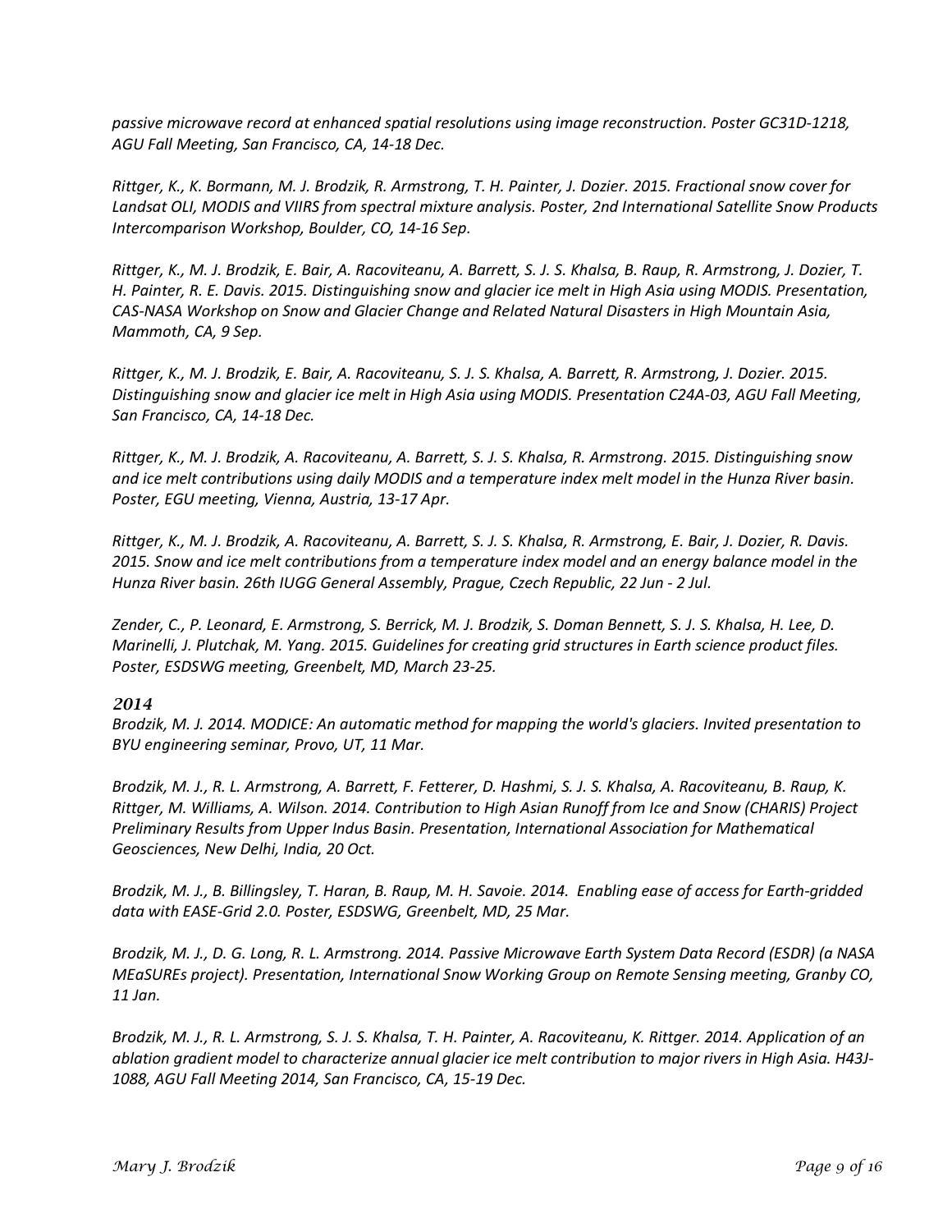*passive microwave record at enhanced spatial resolutions using image reconstruction. Poster GC31D-1218, AGU Fall Meeting, San Francisco, CA, 14-18 Dec.*

*Rittger, K., K. Bormann, M. J. Brodzik, R. Armstrong, T. H. Painter, J. Dozier. 2015. Fractional snow cover for Landsat OLI, MODIS and VIIRS from spectral mixture analysis. Poster, 2nd International Satellite Snow Products Intercomparison Workshop, Boulder, CO, 14-16 Sep.*

*Rittger, K., M. J. Brodzik, E. Bair, A. Racoviteanu, A. Barrett, S. J. S. Khalsa, B. Raup, R. Armstrong, J. Dozier, T. H. Painter, R. E. Davis. 2015. Distinguishing snow and glacier ice melt in High Asia using MODIS. Presentation, CAS-NASA Workshop on Snow and Glacier Change and Related Natural Disasters in High Mountain Asia, Mammoth, CA, 9 Sep.*

*Rittger, K., M. J. Brodzik, E. Bair, A. Racoviteanu, S. J. S. Khalsa, A. Barrett, R. Armstrong, J. Dozier. 2015. Distinguishing snow and glacier ice melt in High Asia using MODIS. Presentation C24A-03, AGU Fall Meeting, San Francisco, CA, 14-18 Dec.*

*Rittger, K., M. J. Brodzik, A. Racoviteanu, A. Barrett, S. J. S. Khalsa, R. Armstrong. 2015. Distinguishing snow and ice melt contributions using daily MODIS and a temperature index melt model in the Hunza River basin. Poster, EGU meeting, Vienna, Austria, 13-17 Apr.*

*Rittger, K., M. J. Brodzik, A. Racoviteanu, A. Barrett, S. J. S. Khalsa, R. Armstrong, E. Bair, J. Dozier, R. Davis. 2015. Snow and ice melt contributions from a temperature index model and an energy balance model in the Hunza River basin. 26th IUGG General Assembly, Prague, Czech Republic, 22 Jun - 2 Jul.*

*Zender, C., P. Leonard, E. Armstrong, S. Berrick, M. J. Brodzik, S. Doman Bennett, S. J. S. Khalsa, H. Lee, D. Marinelli, J. Plutchak, M. Yang. 2015. Guidelines for creating grid structures in Earth science product files. Poster, ESDSWG meeting, Greenbelt, MD, March 23-25.*

### *2014*

*Brodzik, M. J. 2014. MODICE: An automatic method for mapping the world's glaciers. Invited presentation to BYU engineering seminar, Provo, UT, 11 Mar.*

*Brodzik, M. J., R. L. Armstrong, A. Barrett, F. Fetterer, D. Hashmi, S. J. S. Khalsa, A. Racoviteanu, B. Raup, K. Rittger, M. Williams, A. Wilson. 2014. Contribution to High Asian Runoff from Ice and Snow (CHARIS) Project Preliminary Results from Upper Indus Basin. Presentation, International Association for Mathematical Geosciences, New Delhi, India, 20 Oct.*

*Brodzik, M. J., B. Billingsley, T. Haran, B. Raup, M. H. Savoie. 2014. Enabling ease of access for Earth-gridded data with EASE-Grid 2.0. Poster, ESDSWG, Greenbelt, MD, 25 Mar.*

*Brodzik, M. J., D. G. Long, R. L. Armstrong. 2014. Passive Microwave Earth System Data Record (ESDR) (a NASA MEaSUREs project). Presentation, International Snow Working Group on Remote Sensing meeting, Granby CO, 11 Jan.*

*Brodzik, M. J., R. L. Armstrong, S. J. S. Khalsa, T. H. Painter, A. Racoviteanu, K. Rittger. 2014. Application of an ablation gradient model to characterize annual glacier ice melt contribution to major rivers in High Asia. H43J-1088, AGU Fall Meeting 2014, San Francisco, CA, 15-19 Dec.*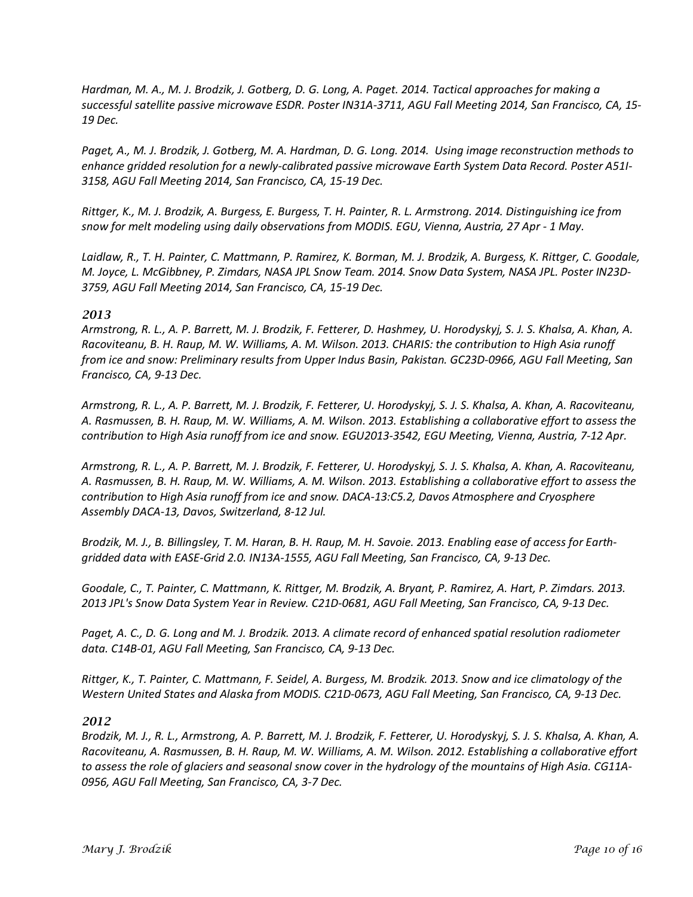*Hardman, M. A., M. J. Brodzik, J. Gotberg, D. G. Long, A. Paget. 2014. Tactical approaches for making a successful satellite passive microwave ESDR. Poster IN31A-3711, AGU Fall Meeting 2014, San Francisco, CA, 15-19 Dec.*

*Paget, A., M. J. Brodzik, J. Gotberg, M. A. Hardman, D. G. Long. 2014. Using image reconstruction methods to enhance gridded resolution for a newly-calibrated passive microwave Earth System Data Record. Poster A51I-3158, AGU Fall Meeting 2014, San Francisco, CA, 15-19 Dec.*

*Rittger, K., M. J. Brodzik, A. Burgess, E. Burgess, T. H. Painter, R. L. Armstrong. 2014. Distinguishing ice from snow for melt modeling using daily observations from MODIS. EGU, Vienna, Austria, 27 Apr - 1 May.*

*Laidlaw, R., T. H. Painter, C. Mattmann, P. Ramirez, K. Borman, M. J. Brodzik, A. Burgess, K. Rittger, C. Goodale, M. Joyce, L. McGibbney, P. Zimdars, NASA JPL Snow Team. 2014. Snow Data System, NASA JPL. Poster IN23D-3759, AGU Fall Meeting 2014, San Francisco, CA, 15-19 Dec.*

### *2013*

*Armstrong, R. L., A. P. Barrett, M. J. Brodzik, F. Fetterer, D. Hashmey, U. Horodyskyj, S. J. S. Khalsa, A. Khan, A. Racoviteanu, B. H. Raup, M. W. Williams, A. M. Wilson. 2013. CHARIS: the contribution to High Asia runoff from ice and snow: Preliminary results from Upper Indus Basin, Pakistan. GC23D-0966, AGU Fall Meeting, San Francisco, CA, 9-13 Dec.*

*Armstrong, R. L., A. P. Barrett, M. J. Brodzik, F. Fetterer, U. Horodyskyj, S. J. S. Khalsa, A. Khan, A. Racoviteanu, A. Rasmussen, B. H. Raup, M. W. Williams, A. M. Wilson. 2013. Establishing a collaborative effort to assess the contribution to High Asia runoff from ice and snow. EGU2013-3542, EGU Meeting, Vienna, Austria, 7-12 Apr.*

*Armstrong, R. L., A. P. Barrett, M. J. Brodzik, F. Fetterer, U. Horodyskyj, S. J. S. Khalsa, A. Khan, A. Racoviteanu, A. Rasmussen, B. H. Raup, M. W. Williams, A. M. Wilson. 2013. Establishing a collaborative effort to assess the contribution to High Asia runoff from ice and snow. DACA-13:C5.2, Davos Atmosphere and Cryosphere Assembly DACA-13, Davos, Switzerland, 8-12 Jul.*

*Brodzik, M. J., B. Billingsley, T. M. Haran, B. H. Raup, M. H. Savoie. 2013. Enabling ease of access for Earth-gridded data with EASE-Grid 2.0. IN13A-1555, AGU Fall Meeting, San Francisco, CA, 9-13 Dec.*

*Goodale, C., T. Painter, C. Mattmann, K. Rittger, M. Brodzik, A. Bryant, P. Ramirez, A. Hart, P. Zimdars. 2013. 2013 JPL's Snow Data System Year in Review. C21D-0681, AGU Fall Meeting, San Francisco, CA, 9-13 Dec.*

*Paget, A. C., D. G. Long and M. J. Brodzik. 2013. A climate record of enhanced spatial resolution radiometer data. C14B-01, AGU Fall Meeting, San Francisco, CA, 9-13 Dec.*

*Rittger, K., T. Painter, C. Mattmann, F. Seidel, A. Burgess, M. Brodzik. 2013. Snow and ice climatology of the Western United States and Alaska from MODIS. C21D-0673, AGU Fall Meeting, San Francisco, CA, 9-13 Dec.*

### *2012*

*Brodzik, M. J., R. L., Armstrong, A. P. Barrett, M. J. Brodzik, F. Fetterer, U. Horodyskyj, S. J. S. Khalsa, A. Khan, A. Racoviteanu, A. Rasmussen, B. H. Raup, M. W. Williams, A. M. Wilson. 2012. Establishing a collaborative effort to assess the role of glaciers and seasonal snow cover in the hydrology of the mountains of High Asia. CG11A-0956, AGU Fall Meeting, San Francisco, CA, 3-7 Dec.*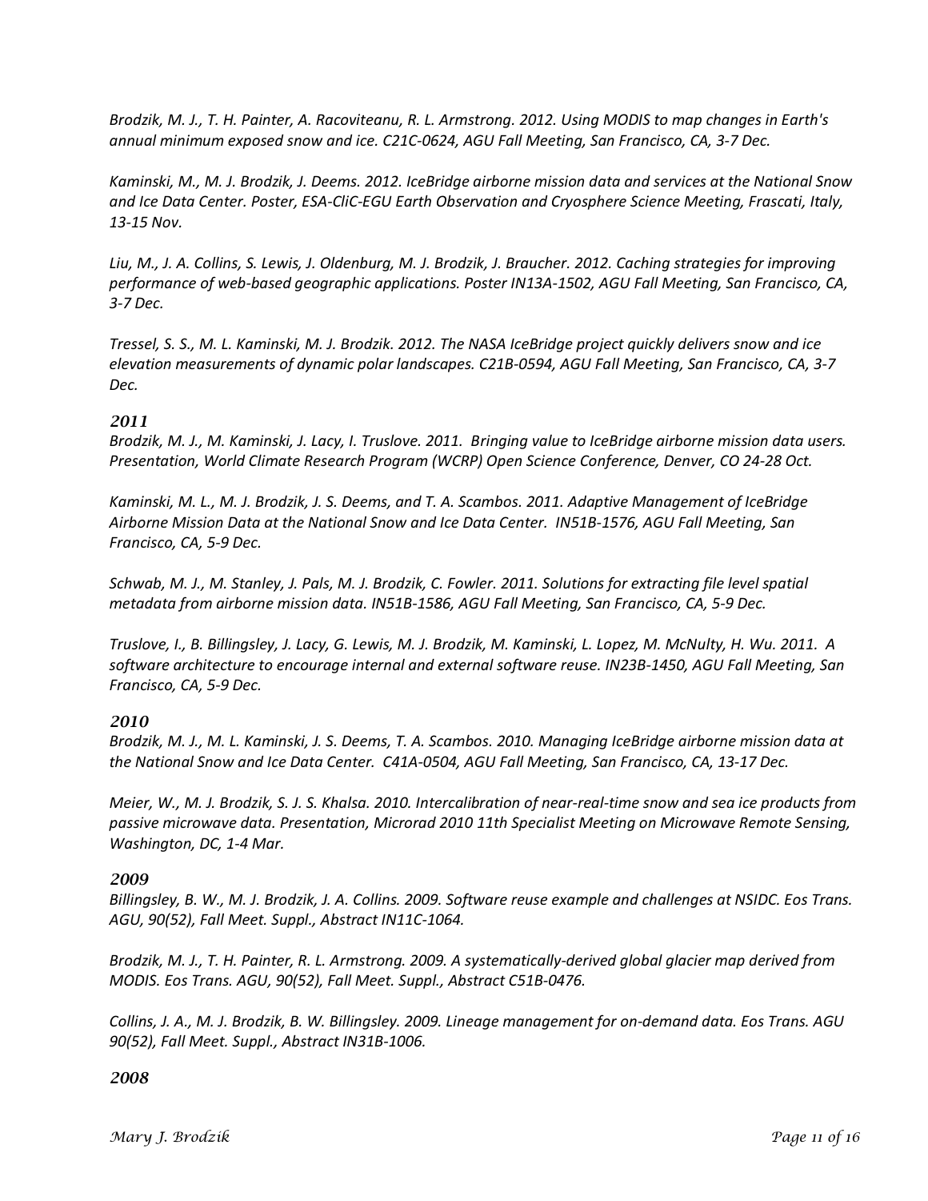*Brodzik, M. J., T. H. Painter, A. Racoviteanu, R. L. Armstrong. 2012. Using MODIS to map changes in Earth's annual minimum exposed snow and ice. C21C-0624, AGU Fall Meeting, San Francisco, CA, 3-7 Dec.*

*Kaminski, M., M. J. Brodzik, J. Deems. 2012. IceBridge airborne mission data and services at the National Snow and Ice Data Center. Poster, ESA-CliC-EGU Earth Observation and Cryosphere Science Meeting, Frascati, Italy, 13-15 Nov.*

*Liu, M., J. A. Collins, S. Lewis, J. Oldenburg, M. J. Brodzik, J. Braucher. 2012. Caching strategies for improving performance of web-based geographic applications. Poster IN13A-1502, AGU Fall Meeting, San Francisco, CA, 3-7 Dec.*

*Tressel, S. S., M. L. Kaminski, M. J. Brodzik. 2012. The NASA IceBridge project quickly delivers snow and ice elevation measurements of dynamic polar landscapes. C21B-0594, AGU Fall Meeting, San Francisco, CA, 3-7 Dec.*

### *2011*

*Brodzik, M. J., M. Kaminski, J. Lacy, I. Truslove. 2011. Bringing value to IceBridge airborne mission data users. Presentation, World Climate Research Program (WCRP) Open Science Conference, Denver, CO 24-28 Oct.*

*Kaminski, M. L., M. J. Brodzik, J. S. Deems, and T. A. Scambos. 2011. Adaptive Management of IceBridge Airborne Mission Data at the National Snow and Ice Data Center. IN51B-1576, AGU Fall Meeting, San Francisco, CA, 5-9 Dec.*

*Schwab, M. J., M. Stanley, J. Pals, M. J. Brodzik, C. Fowler. 2011. Solutions for extracting file level spatial metadata from airborne mission data. IN51B-1586, AGU Fall Meeting, San Francisco, CA, 5-9 Dec.*

*Truslove, I., B. Billingsley, J. Lacy, G. Lewis, M. J. Brodzik, M. Kaminski, L. Lopez, M. McNulty, H. Wu. 2011. A software architecture to encourage internal and external software reuse. IN23B-1450, AGU Fall Meeting, San Francisco, CA, 5-9 Dec.*

### *2010*

*Brodzik, M. J., M. L. Kaminski, J. S. Deems, T. A. Scambos. 2010. Managing IceBridge airborne mission data at the National Snow and Ice Data Center. C41A-0504, AGU Fall Meeting, San Francisco, CA, 13-17 Dec.*

*Meier, W., M. J. Brodzik, S. J. S. Khalsa. 2010. Intercalibration of near-real-time snow and sea ice products from passive microwave data. Presentation, Microrad 2010 11th Specialist Meeting on Microwave Remote Sensing, Washington, DC, 1-4 Mar.*

### *2009*

*Billingsley, B. W., M. J. Brodzik, J. A. Collins. 2009. Software reuse example and challenges at NSIDC. Eos Trans. AGU, 90(52), Fall Meet. Suppl., Abstract IN11C-1064.*

*Brodzik, M. J., T. H. Painter, R. L. Armstrong. 2009. A systematically-derived global glacier map derived from MODIS. Eos Trans. AGU, 90(52), Fall Meet. Suppl., Abstract C51B-0476.*

*Collins, J. A., M. J. Brodzik, B. W. Billingsley. 2009. Lineage management for on-demand data. Eos Trans. AGU 90(52), Fall Meet. Suppl., Abstract IN31B-1006.*

### *2008*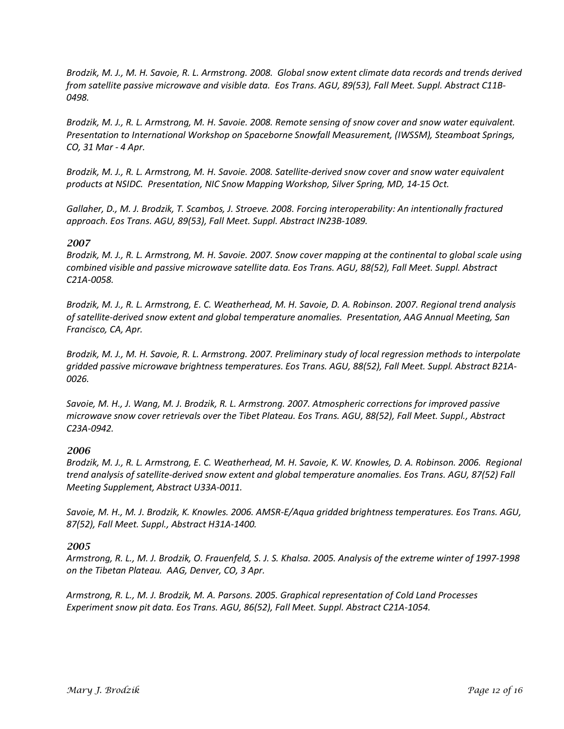*Brodzik, M. J., M. H. Savoie, R. L. Armstrong. 2008. Global snow extent climate data records and trends derived from satellite passive microwave and visible data. Eos Trans. AGU, 89(53), Fall Meet. Suppl. Abstract C11B-0498.*

*Brodzik, M. J., R. L. Armstrong, M. H. Savoie. 2008. Remote sensing of snow cover and snow water equivalent. Presentation to International Workshop on Spaceborne Snowfall Measurement, (IWSSM), Steamboat Springs, CO, 31 Mar - 4 Apr.*

*Brodzik, M. J., R. L. Armstrong, M. H. Savoie. 2008. Satellite-derived snow cover and snow water equivalent products at NSIDC. Presentation, NIC Snow Mapping Workshop, Silver Spring, MD, 14-15 Oct.*

*Gallaher, D., M. J. Brodzik, T. Scambos, J. Stroeve. 2008. Forcing interoperability: An intentionally fractured approach. Eos Trans. AGU, 89(53), Fall Meet. Suppl. Abstract IN23B-1089.*

### *2007*

*Brodzik, M. J., R. L. Armstrong, M. H. Savoie. 2007. Snow cover mapping at the continental to global scale using combined visible and passive microwave satellite data. Eos Trans. AGU, 88(52), Fall Meet. Suppl. Abstract C21A-0058.*

*Brodzik, M. J., R. L. Armstrong, E. C. Weatherhead, M. H. Savoie, D. A. Robinson. 2007. Regional trend analysis of satellite-derived snow extent and global temperature anomalies. Presentation, AAG Annual Meeting, San Francisco, CA, Apr.*

*Brodzik, M. J., M. H. Savoie, R. L. Armstrong. 2007. Preliminary study of local regression methods to interpolate gridded passive microwave brightness temperatures. Eos Trans. AGU, 88(52), Fall Meet. Suppl. Abstract B21A-0026.*

*Savoie, M. H., J. Wang, M. J. Brodzik, R. L. Armstrong. 2007. Atmospheric corrections for improved passive microwave snow cover retrievals over the Tibet Plateau. Eos Trans. AGU, 88(52), Fall Meet. Suppl., Abstract C23A-0942.*

### *2006*

*Brodzik, M. J., R. L. Armstrong, E. C. Weatherhead, M. H. Savoie, K. W. Knowles, D. A. Robinson. 2006. Regional trend analysis of satellite-derived snow extent and global temperature anomalies. Eos Trans. AGU, 87(52) Fall Meeting Supplement, Abstract U33A-0011.*

*Savoie, M. H., M. J. Brodzik, K. Knowles. 2006. AMSR-E/Aqua gridded brightness temperatures. Eos Trans. AGU, 87(52), Fall Meet. Suppl., Abstract H31A-1400.*

### *2005*

*Armstrong, R. L., M. J. Brodzik, O. Frauenfeld, S. J. S. Khalsa. 2005. Analysis of the extreme winter of 1997-1998 on the Tibetan Plateau. AAG, Denver, CO, 3 Apr.*

*Armstrong, R. L., M. J. Brodzik, M. A. Parsons. 2005. Graphical representation of Cold Land Processes Experiment snow pit data. Eos Trans. AGU, 86(52), Fall Meet. Suppl. Abstract C21A-1054.*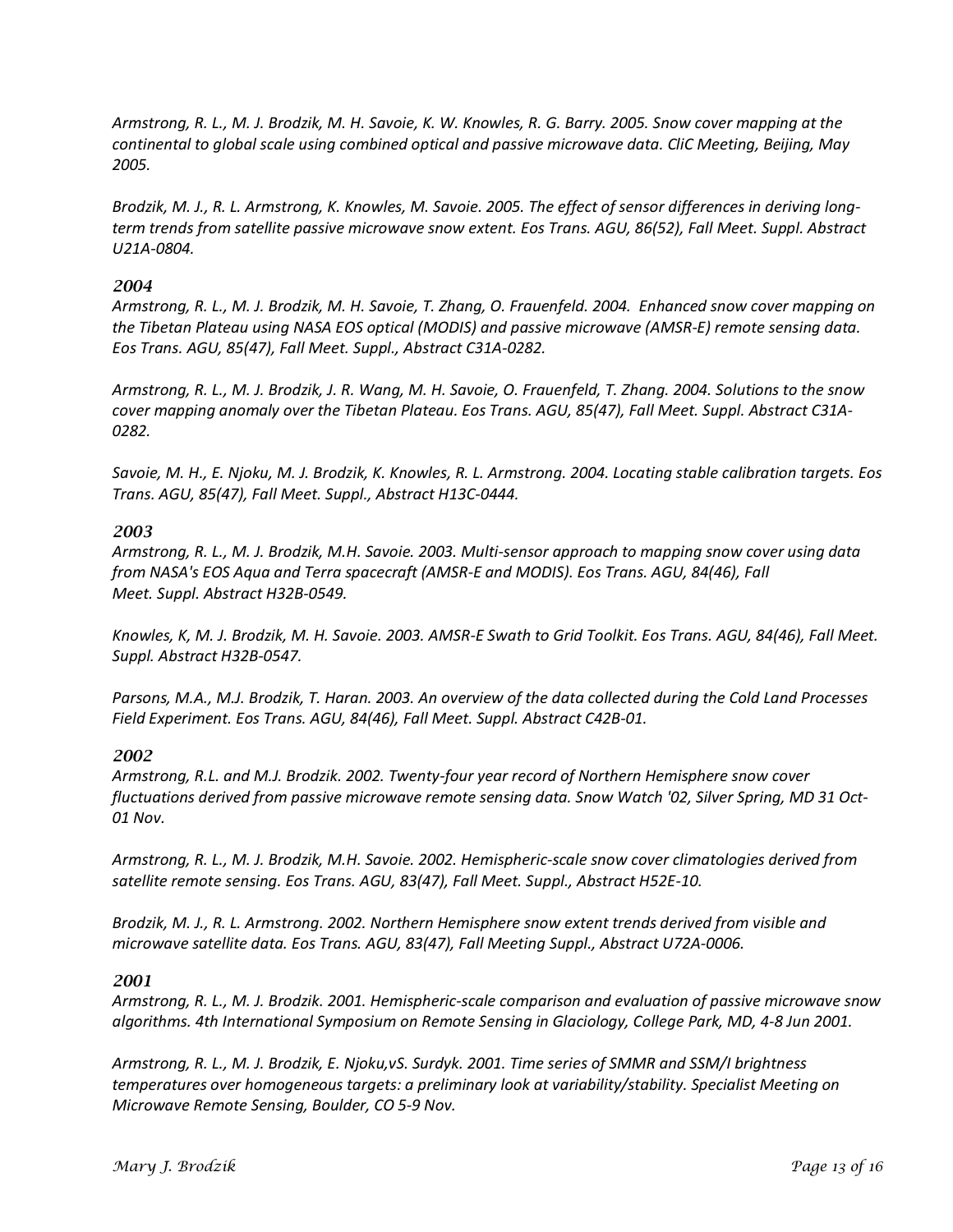*Armstrong, R. L., M. J. Brodzik, M. H. Savoie, K. W. Knowles, R. G. Barry. 2005. Snow cover mapping at the continental to global scale using combined optical and passive microwave data. CliC Meeting, Beijing, May 2005.*

*Brodzik, M. J., R. L. Armstrong, K. Knowles, M. Savoie. 2005. The effect of sensor differences in deriving long-term trends from satellite passive microwave snow extent. Eos Trans. AGU, 86(52), Fall Meet. Suppl. Abstract U21A-0804.*

### *2004*

*Armstrong, R. L., M. J. Brodzik, M. H. Savoie, T. Zhang, O. Frauenfeld. 2004. Enhanced snow cover mapping on the Tibetan Plateau using NASA EOS optical (MODIS) and passive microwave (AMSR-E) remote sensing data. Eos Trans. AGU, 85(47), Fall Meet. Suppl., Abstract C31A-0282.*

*Armstrong, R. L., M. J. Brodzik, J. R. Wang, M. H. Savoie, O. Frauenfeld, T. Zhang. 2004. Solutions to the snow cover mapping anomaly over the Tibetan Plateau. Eos Trans. AGU, 85(47), Fall Meet. Suppl. Abstract C31A-0282.*

*Savoie, M. H., E. Njoku, M. J. Brodzik, K. Knowles, R. L. Armstrong. 2004. Locating stable calibration targets. Eos Trans. AGU, 85(47), Fall Meet. Suppl., Abstract H13C-0444.*

### *2003*

*Armstrong, R. L., M. J. Brodzik, M.H. Savoie. 2003. Multi-sensor approach to mapping snow cover using data from NASA's EOS Aqua and Terra spacecraft (AMSR-E and MODIS). Eos Trans. AGU, 84(46), Fall Meet. Suppl. Abstract H32B-0549.*

*Knowles, K, M. J. Brodzik, M. H. Savoie. 2003. AMSR-E Swath to Grid Toolkit. Eos Trans. AGU, 84(46), Fall Meet. Suppl. Abstract H32B-0547.*

*Parsons, M.A., M.J. Brodzik, T. Haran. 2003. An overview of the data collected during the Cold Land Processes Field Experiment. Eos Trans. AGU, 84(46), Fall Meet. Suppl. Abstract C42B-01.*

### *2002*

*Armstrong, R.L. and M.J. Brodzik. 2002. Twenty-four year record of Northern Hemisphere snow cover fluctuations derived from passive microwave remote sensing data. Snow Watch '02, Silver Spring, MD 31 Oct-01 Nov.*

*Armstrong, R. L., M. J. Brodzik, M.H. Savoie. 2002. Hemispheric-scale snow cover climatologies derived from satellite remote sensing. Eos Trans. AGU, 83(47), Fall Meet. Suppl., Abstract H52E-10.*

*Brodzik, M. J., R. L. Armstrong. 2002. Northern Hemisphere snow extent trends derived from visible and microwave satellite data. Eos Trans. AGU, 83(47), Fall Meeting Suppl., Abstract U72A-0006.*

### *2001*

*Armstrong, R. L., M. J. Brodzik. 2001. Hemispheric-scale comparison and evaluation of passive microwave snow algorithms. 4th International Symposium on Remote Sensing in Glaciology, College Park, MD, 4-8 Jun 2001.*

*Armstrong, R. L., M. J. Brodzik, E. Njoku,vS. Surdyk. 2001. Time series of SMMR and SSM/I brightness temperatures over homogeneous targets: a preliminary look at variability/stability. Specialist Meeting on Microwave Remote Sensing, Boulder, CO 5-9 Nov.*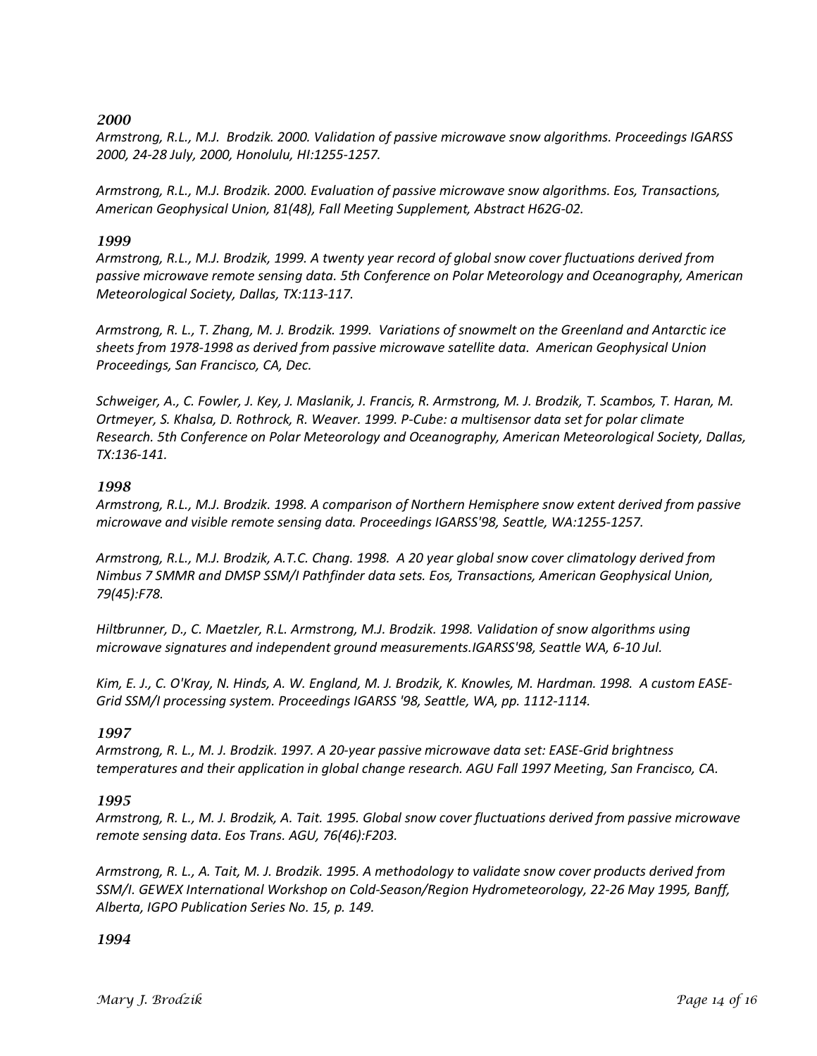### *2000*

*Armstrong, R.L., M.J. Brodzik. 2000. Validation of passive microwave snow algorithms. Proceedings IGARSS 2000, 24-28 July, 2000, Honolulu, HI:1255-1257.*

*Armstrong, R.L., M.J. Brodzik. 2000. Evaluation of passive microwave snow algorithms. Eos, Transactions, American Geophysical Union, 81(48), Fall Meeting Supplement, Abstract H62G-02.*

### *1999*

*Armstrong, R.L., M.J. Brodzik, 1999. A twenty year record of global snow cover fluctuations derived from passive microwave remote sensing data. 5th Conference on Polar Meteorology and Oceanography, American Meteorological Society, Dallas, TX:113-117.*

*Armstrong, R. L., T. Zhang, M. J. Brodzik. 1999. Variations of snowmelt on the Greenland and Antarctic ice sheets from 1978-1998 as derived from passive microwave satellite data. American Geophysical Union Proceedings, San Francisco, CA, Dec.*

*Schweiger, A., C. Fowler, J. Key, J. Maslanik, J. Francis, R. Armstrong, M. J. Brodzik, T. Scambos, T. Haran, M. Ortmeyer, S. Khalsa, D. Rothrock, R. Weaver. 1999. P-Cube: a multisensor data set for polar climate Research. 5th Conference on Polar Meteorology and Oceanography, American Meteorological Society, Dallas, TX:136-141.*

### *1998*

*Armstrong, R.L., M.J. Brodzik. 1998. A comparison of Northern Hemisphere snow extent derived from passive microwave and visible remote sensing data. Proceedings IGARSS'98, Seattle, WA:1255-1257.*

*Armstrong, R.L., M.J. Brodzik, A.T.C. Chang. 1998. A 20 year global snow cover climatology derived from Nimbus 7 SMMR and DMSP SSM/I Pathfinder data sets. Eos, Transactions, American Geophysical Union, 79(45):F78.*

*Hiltbrunner, D., C. Maetzler, R.L. Armstrong, M.J. Brodzik. 1998. Validation of snow algorithms using microwave signatures and independent ground measurements.IGARSS'98, Seattle WA, 6-10 Jul.*

*Kim, E. J., C. O'Kray, N. Hinds, A. W. England, M. J. Brodzik, K. Knowles, M. Hardman. 1998. A custom EASE-Grid SSM/I processing system. Proceedings IGARSS '98, Seattle, WA, pp. 1112-1114.*

### *1997*

*Armstrong, R. L., M. J. Brodzik. 1997. A 20-year passive microwave data set: EASE-Grid brightness temperatures and their application in global change research. AGU Fall 1997 Meeting, San Francisco, CA.*

### *1995*

*Armstrong, R. L., M. J. Brodzik, A. Tait. 1995. Global snow cover fluctuations derived from passive microwave remote sensing data. Eos Trans. AGU, 76(46):F203.*

*Armstrong, R. L., A. Tait, M. J. Brodzik. 1995. A methodology to validate snow cover products derived from SSM/I. GEWEX International Workshop on Cold-Season/Region Hydrometeorology, 22-26 May 1995, Banff, Alberta, IGPO Publication Series No. 15, p. 149.*

### *1994*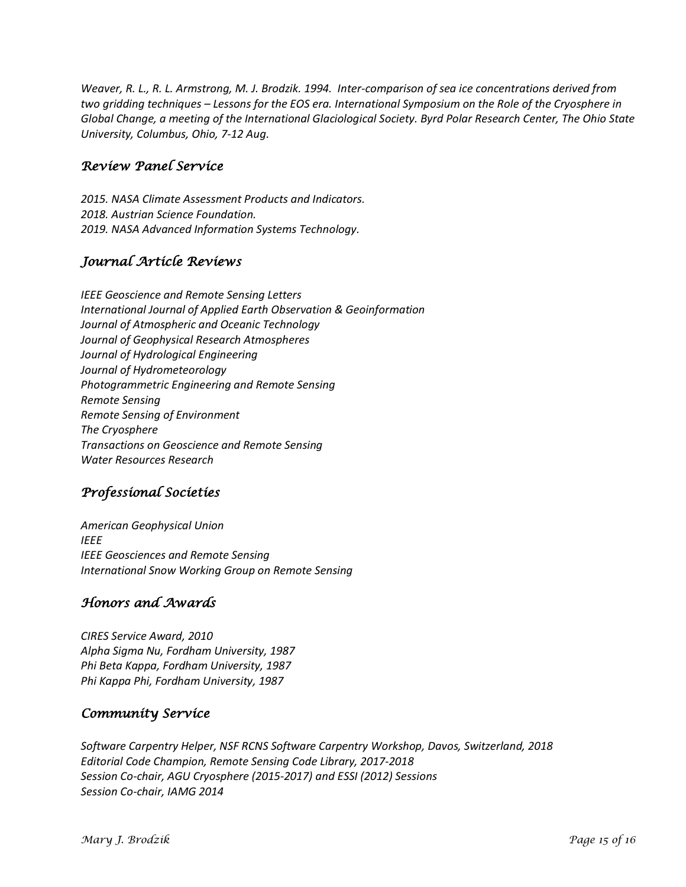*Weaver, R. L., R. L. Armstrong, M. J. Brodzik. 1994. Inter-comparison of sea ice concentrations derived from two gridding techniques – Lessons for the EOS era. International Symposium on the Role of the Cryosphere in Global Change, a meeting of the International Glaciological Society. Byrd Polar Research Center, The Ohio State University, Columbus, Ohio, 7-12 Aug.*

## *Review Panel Service*

*2015. NASA Climate Assessment Products and Indicators.*
*2018. Austrian Science Foundation.*
*2019. NASA Advanced Information Systems Technology.*

## *Journal Article Reviews*

*IEEE Geoscience and Remote Sensing Letters*
*International Journal of Applied Earth Observation & Geoinformation*
*Journal of Atmospheric and Oceanic Technology*
*Journal of Geophysical Research Atmospheres*
*Journal of Hydrological Engineering*
*Journal of Hydrometeorology*
*Photogrammetric Engineering and Remote Sensing*
*Remote Sensing*
*Remote Sensing of Environment*
*The Cryosphere*
*Transactions on Geoscience and Remote Sensing*
*Water Resources Research*

## *Professional Societies*

*American Geophysical Union*
*IEEE*
*IEEE Geosciences and Remote Sensing*
*International Snow Working Group on Remote Sensing*

## *Honors and Awards*

*CIRES Service Award, 2010*
*Alpha Sigma Nu, Fordham University, 1987*
*Phi Beta Kappa, Fordham University, 1987*
*Phi Kappa Phi, Fordham University, 1987*

## *Community Service*

*Software Carpentry Helper, NSF RCNS Software Carpentry Workshop, Davos, Switzerland, 2018*
*Editorial Code Champion, Remote Sensing Code Library, 2017-2018*
*Session Co-chair, AGU Cryosphere (2015-2017) and ESSI (2012) Sessions*
*Session Co-chair, IAMG 2014*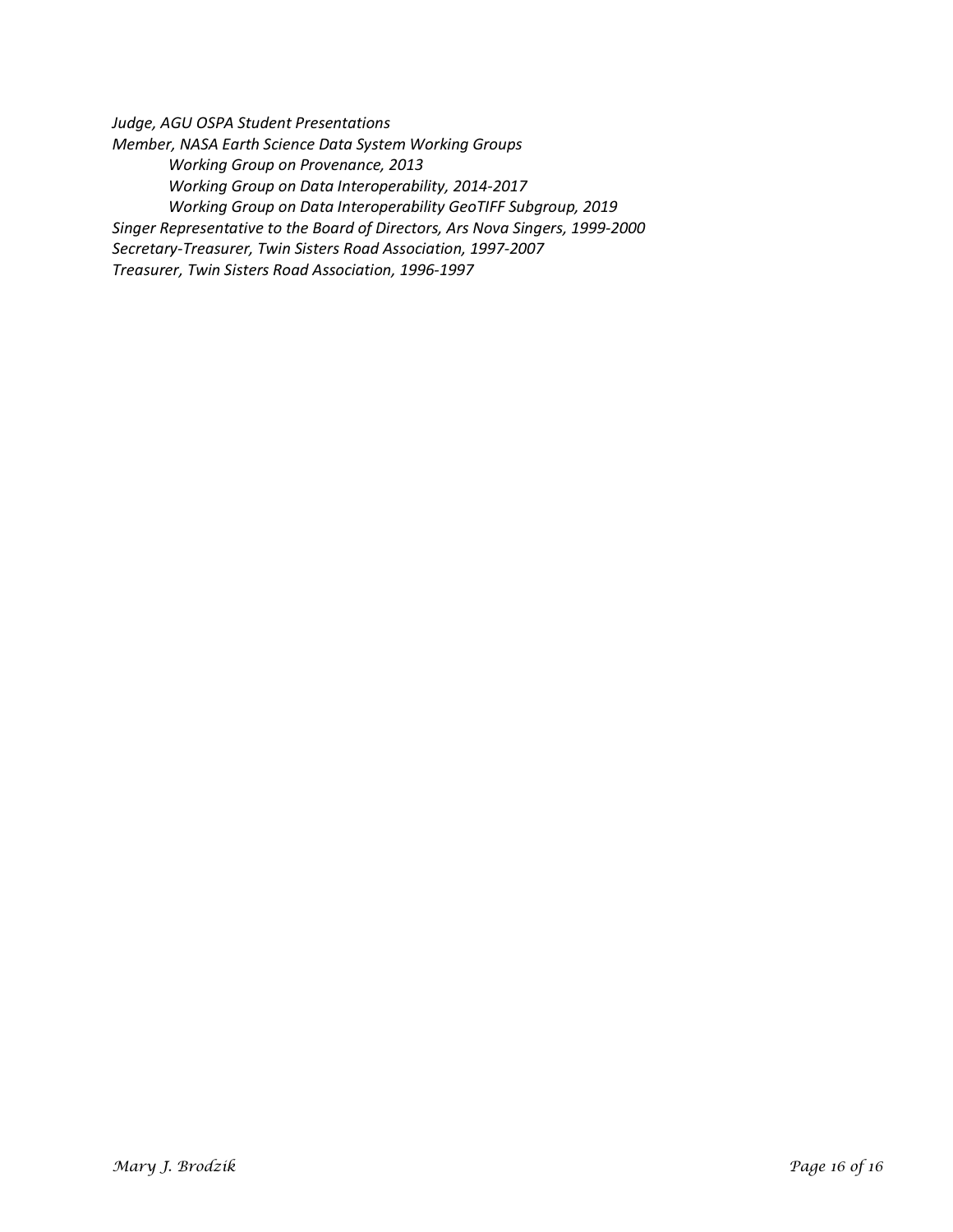*Judge, AGU OSPA Student Presentations*

*Member, NASA Earth Science Data System Working Groups*

- *Working Group on Provenance, 2013*
- *Working Group on Data Interoperability, 2014-2017*
- *Working Group on Data Interoperability GeoTIFF Subgroup, 2019*

*Singer Representative to the Board of Directors, Ars Nova Singers, 1999-2000*

*Secretary-Treasurer, Twin Sisters Road Association, 1997-2007*

*Treasurer, Twin Sisters Road Association, 1996-1997*